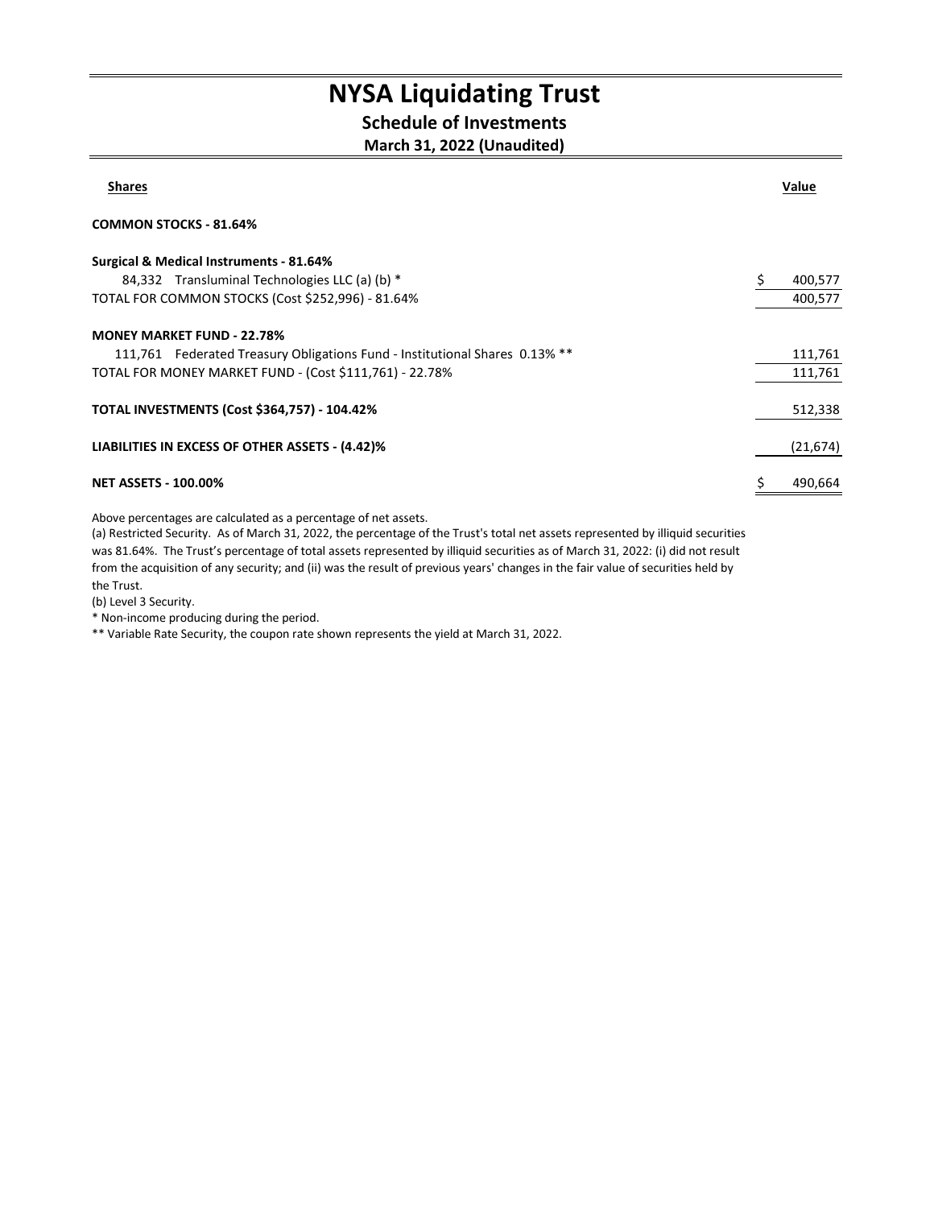# NYSA Liquidating Trust

## Schedule of Investments

### March 31, 2022 (Unaudited)

| Shares | | Value |
|---|---|---|
| **COMMON STOCKS - 81.64%** | | |
| **Surgical & Medical Instruments - 81.64%** | | |
| 84,332 | Transluminal Technologies LLC (a) (b) * | $ 400,577 |
| TOTAL FOR COMMON STOCKS (Cost $252,996) - 81.64% | | 400,577 |
| **MONEY MARKET FUND - 22.78%** | | |
| 111,761 | Federated Treasury Obligations Fund - Institutional Shares 0.13% ** | 111,761 |
| TOTAL FOR MONEY MARKET FUND - (Cost $111,761) - 22.78% | | 111,761 |
| **TOTAL INVESTMENTS (Cost $364,757) - 104.42%** | | 512,338 |
| **LIABILITIES IN EXCESS OF OTHER ASSETS - (4.42)%** | | (21,674) |
| **NET ASSETS - 100.00%** | | $ 490,664 |

Above percentages are calculated as a percentage of net assets.

(a) Restricted Security. As of March 31, 2022, the percentage of the Trust's total net assets represented by illiquid securities was 81.64%. The Trust's percentage of total assets represented by illiquid securities as of March 31, 2022: (i) did not result from the acquisition of any security; and (ii) was the result of previous years' changes in the fair value of securities held by the Trust.

(b) Level 3 Security.

* Non-income producing during the period.

** Variable Rate Security, the coupon rate shown represents the yield at March 31, 2022.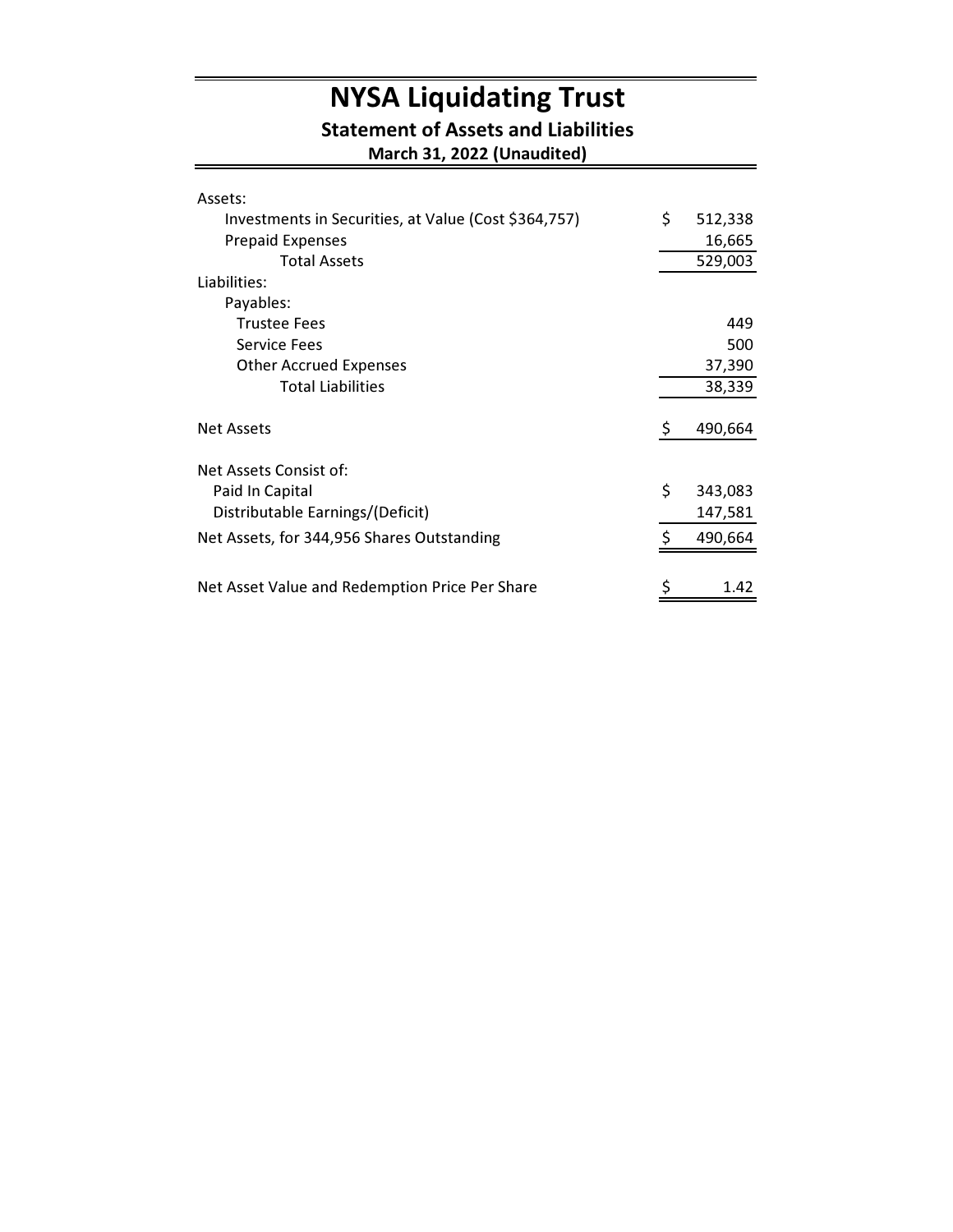# NYSA Liquidating Trust

## Statement of Assets and Liabilities

### March 31, 2022 (Unaudited)

| | | |
|---|---|---|
| Assets: | | |
| Investments in Securities, at Value (Cost $364,757) | $ | 512,338 |
| Prepaid Expenses | | 16,665 |
| Total Assets | | 529,003 |
| Liabilities: | | |
| Payables: | | |
| Trustee Fees | | 449 |
| Service Fees | | 500 |
| Other Accrued Expenses | | 37,390 |
| Total Liabilities | | 38,339 |
| | | |
| Net Assets | $ | 490,664 |
| | | |
| Net Assets Consist of: | | |
| Paid In Capital | $ | 343,083 |
| Distributable Earnings/(Deficit) | | 147,581 |
| Net Assets, for 344,956 Shares Outstanding | $ | 490,664 |
| | | |
| Net Asset Value and Redemption Price Per Share | $ | 1.42 |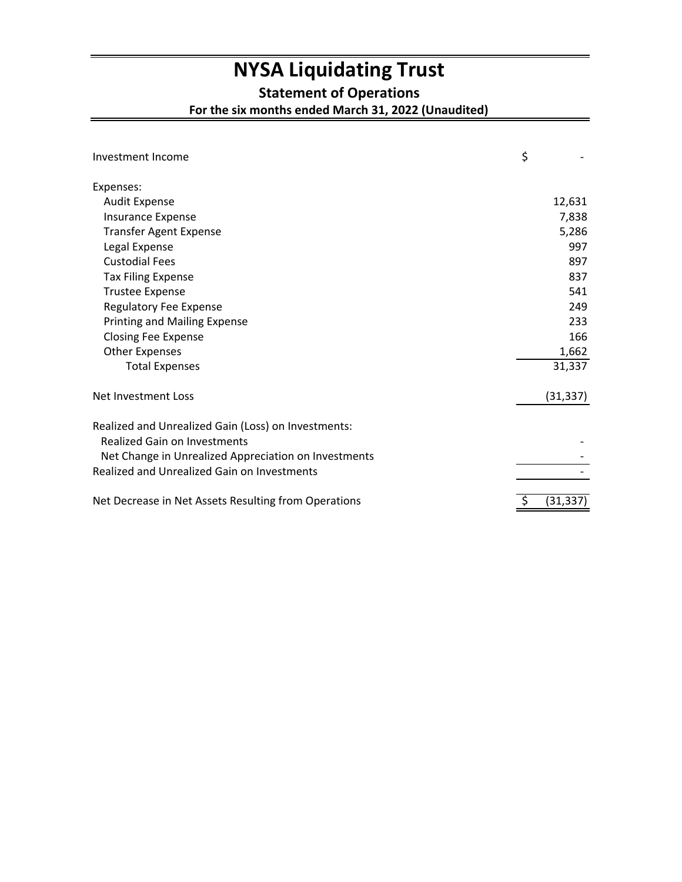# NYSA Liquidating Trust

## Statement of Operations

### For the six months ended March 31, 2022 (Unaudited)

| | |
|---|---|
| Investment Income | $ - |
| Expenses: | |
| Audit Expense | 12,631 |
| Insurance Expense | 7,838 |
| Transfer Agent Expense | 5,286 |
| Legal Expense | 997 |
| Custodial Fees | 897 |
| Tax Filing Expense | 837 |
| Trustee Expense | 541 |
| Regulatory Fee Expense | 249 |
| Printing and Mailing Expense | 233 |
| Closing Fee Expense | 166 |
| Other Expenses | 1,662 |
| Total Expenses | 31,337 |
| Net Investment Loss | (31,337) |
| Realized and Unrealized Gain (Loss) on Investments: | |
| Realized Gain on Investments | - |
| Net Change in Unrealized Appreciation on Investments | - |
| Realized and Unrealized Gain on Investments | - |
| Net Decrease in Net Assets Resulting from Operations | $ (31,337) |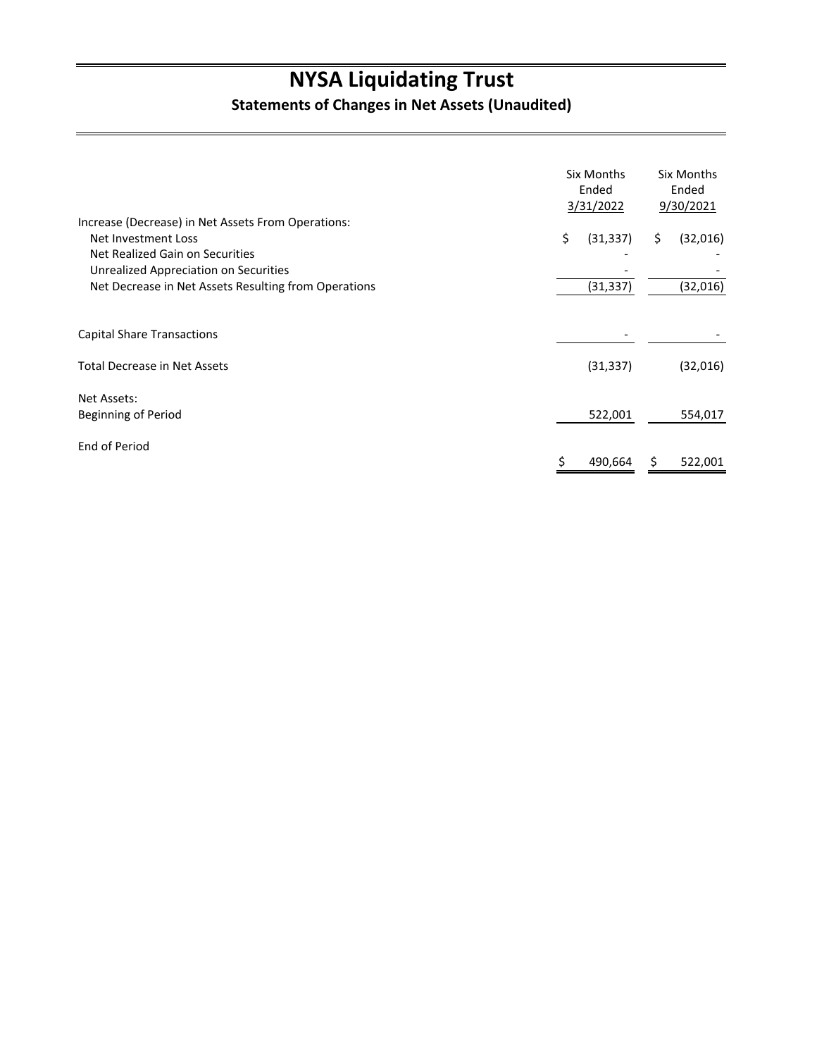# NYSA Liquidating Trust

## Statements of Changes in Net Assets (Unaudited)

| | Six Months Ended 3/31/2022 | Six Months Ended 9/30/2021 |
|---|---|---|
| Increase (Decrease) in Net Assets From Operations: | | |
| Net Investment Loss | $ (31,337) | $ (32,016) |
| Net Realized Gain on Securities | - | - |
| Unrealized Appreciation on Securities | - | - |
| Net Decrease in Net Assets Resulting from Operations | (31,337) | (32,016) |
| Capital Share Transactions | - | - |
| Total Decrease in Net Assets | (31,337) | (32,016) |
| Net Assets: | | |
| Beginning of Period | 522,001 | 554,017 |
| End of Period | $ 490,664 | $ 522,001 |